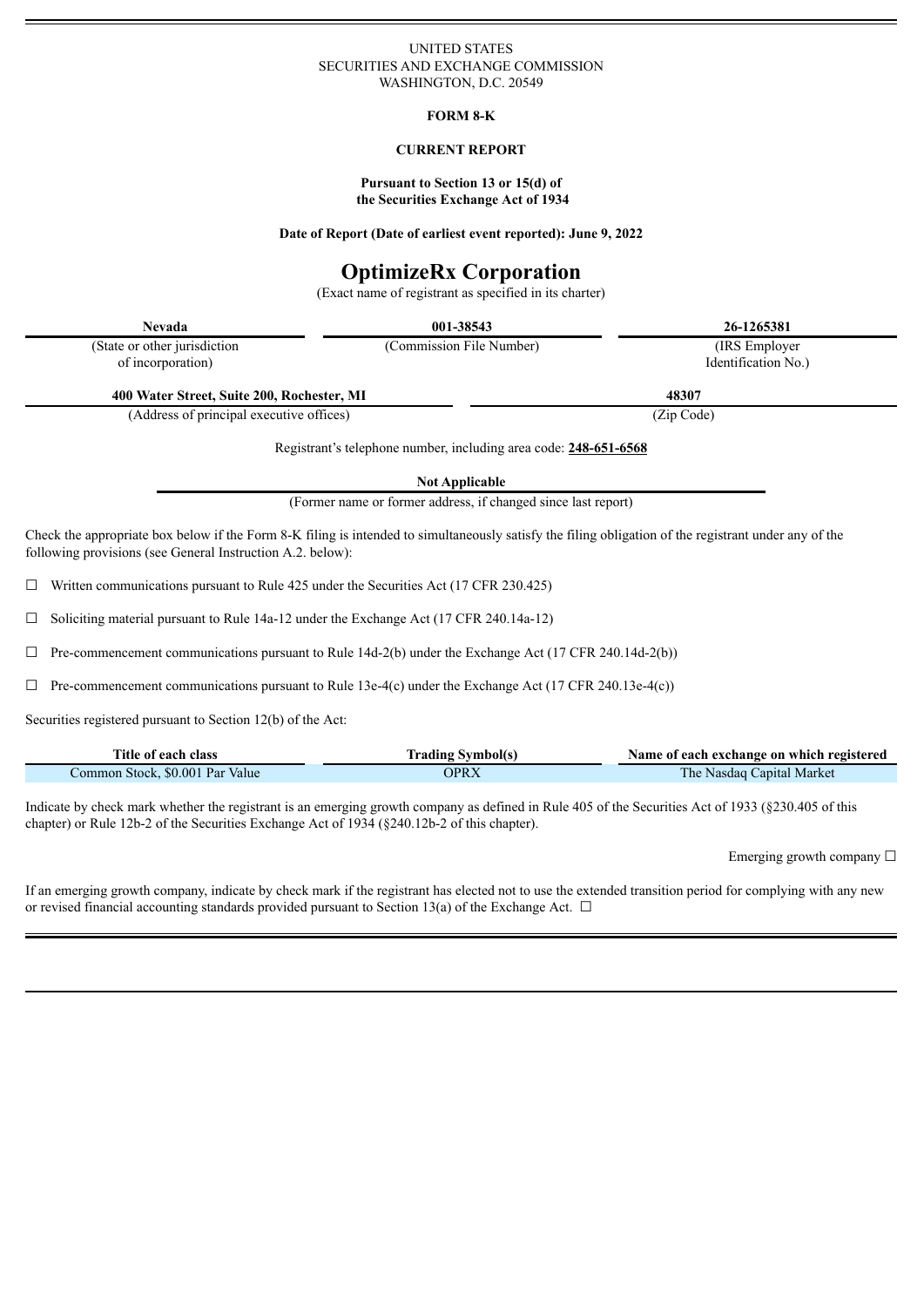UNITED STATES
SECURITIES AND EXCHANGE COMMISSION
WASHINGTON, D.C. 20549

**FORM 8-K**

**CURRENT REPORT**

**Pursuant to Section 13 or 15(d) of
the Securities Exchange Act of 1934**

**Date of Report (Date of earliest event reported): June 9, 2022**

# OptimizeRx Corporation

(Exact name of registrant as specified in its charter)

| **Nevada** | **001-38543** | **26-1265381** |
|---|---|---|
| (State or other jurisdiction of incorporation) | (Commission File Number) | (IRS Employer Identification No.) |

| **400 Water Street, Suite 200, Rochester, MI** | **48307** |
|---|---|
| (Address of principal executive offices) | (Zip Code) |

Registrant's telephone number, including area code: **248-651-6568**

**Not Applicable**
(Former name or former address, if changed since last report)

Check the appropriate box below if the Form 8-K filing is intended to simultaneously satisfy the filing obligation of the registrant under any of the following provisions (see General Instruction A.2. below):

☐ Written communications pursuant to Rule 425 under the Securities Act (17 CFR 230.425)

☐ Soliciting material pursuant to Rule 14a-12 under the Exchange Act (17 CFR 240.14a-12)

☐ Pre-commencement communications pursuant to Rule 14d-2(b) under the Exchange Act (17 CFR 240.14d-2(b))

☐ Pre-commencement communications pursuant to Rule 13e-4(c) under the Exchange Act (17 CFR 240.13e-4(c))

Securities registered pursuant to Section 12(b) of the Act:

| Title of each class | Trading Symbol(s) | Name of each exchange on which registered |
|---|---|---|
| Common Stock, $0.001 Par Value | OPRX | The Nasdaq Capital Market |

Indicate by check mark whether the registrant is an emerging growth company as defined in Rule 405 of the Securities Act of 1933 (§230.405 of this chapter) or Rule 12b-2 of the Securities Exchange Act of 1934 (§240.12b-2 of this chapter).

Emerging growth company ☐

If an emerging growth company, indicate by check mark if the registrant has elected not to use the extended transition period for complying with any new or revised financial accounting standards provided pursuant to Section 13(a) of the Exchange Act. ☐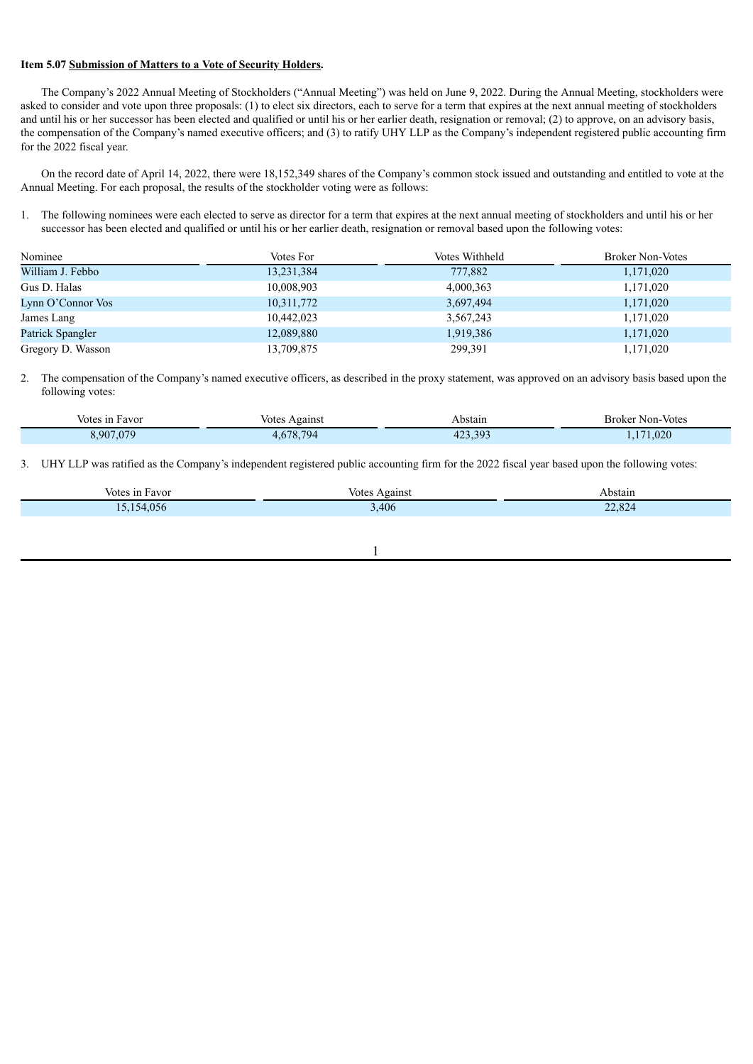**Item 5.07 Submission of Matters to a Vote of Security Holders.**

The Company's 2022 Annual Meeting of Stockholders ("Annual Meeting") was held on June 9, 2022. During the Annual Meeting, stockholders were asked to consider and vote upon three proposals: (1) to elect six directors, each to serve for a term that expires at the next annual meeting of stockholders and until his or her successor has been elected and qualified or until his or her earlier death, resignation or removal; (2) to approve, on an advisory basis, the compensation of the Company's named executive officers; and (3) to ratify UHY LLP as the Company's independent registered public accounting firm for the 2022 fiscal year.

On the record date of April 14, 2022, there were 18,152,349 shares of the Company's common stock issued and outstanding and entitled to vote at the Annual Meeting. For each proposal, the results of the stockholder voting were as follows:

1. The following nominees were each elected to serve as director for a term that expires at the next annual meeting of stockholders and until his or her successor has been elected and qualified or until his or her earlier death, resignation or removal based upon the following votes:

| Nominee | Votes For | Votes Withheld | Broker Non-Votes |
|---|---|---|---|
| William J. Febbo | 13,231,384 | 777,882 | 1,171,020 |
| Gus D. Halas | 10,008,903 | 4,000,363 | 1,171,020 |
| Lynn O'Connor Vos | 10,311,772 | 3,697,494 | 1,171,020 |
| James Lang | 10,442,023 | 3,567,243 | 1,171,020 |
| Patrick Spangler | 12,089,880 | 1,919,386 | 1,171,020 |
| Gregory D. Wasson | 13,709,875 | 299,391 | 1,171,020 |

2. The compensation of the Company's named executive officers, as described in the proxy statement, was approved on an advisory basis based upon the following votes:

| Votes in Favor | Votes Against | Abstain | Broker Non-Votes |
|---|---|---|---|
| 8,907,079 | 4,678,794 | 423,393 | 1,171,020 |

3. UHY LLP was ratified as the Company's independent registered public accounting firm for the 2022 fiscal year based upon the following votes:

| Votes in Favor | Votes Against | Abstain |
|---|---|---|
| 15,154,056 | 3,406 | 22,824 |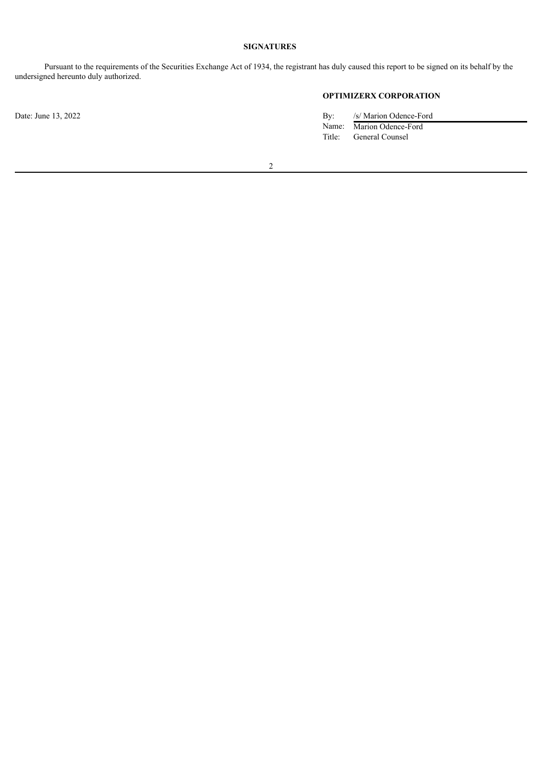**SIGNATURES**

Pursuant to the requirements of the Securities Exchange Act of 1934, the registrant has duly caused this report to be signed on its behalf by the undersigned hereunto duly authorized.

**OPTIMIZERX CORPORATION**

| | | |
|---|---|---|
| Date: June 13, 2022 | By: | /s/ Marion Odence-Ford |
| | Name: | Marion Odence-Ford |
| | Title: | General Counsel |